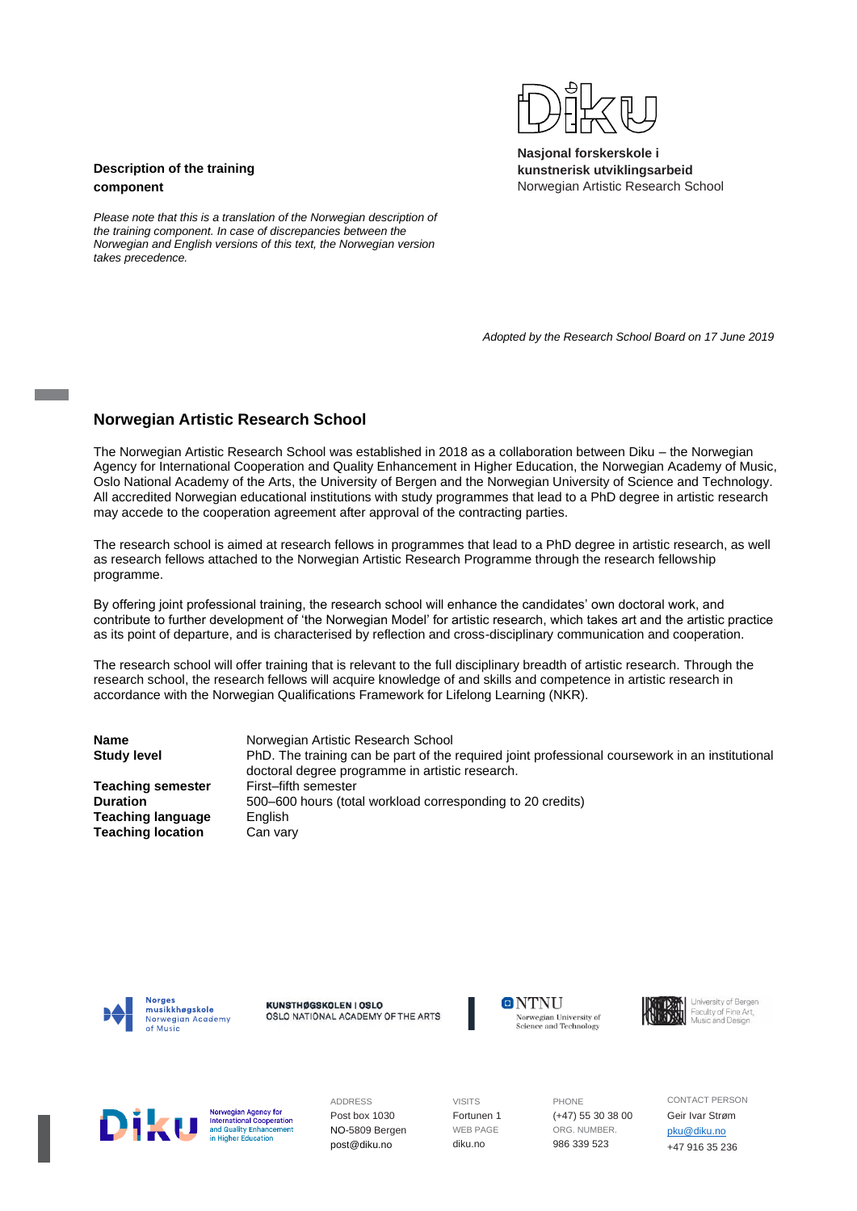**Nasjonal forskerskole i kunstnerisk utviklingsarbeid**
Norwegian Artistic Research School

**Description of the training component**

*Please note that this is a translation of the Norwegian description of the training component. In case of discrepancies between the Norwegian and English versions of this text, the Norwegian version takes precedence.*

*Adopted by the Research School Board on 17 June 2019*

## Norwegian Artistic Research School

The Norwegian Artistic Research School was established in 2018 as a collaboration between Diku – the Norwegian Agency for International Cooperation and Quality Enhancement in Higher Education, the Norwegian Academy of Music, Oslo National Academy of the Arts, the University of Bergen and the Norwegian University of Science and Technology. All accredited Norwegian educational institutions with study programmes that lead to a PhD degree in artistic research may accede to the cooperation agreement after approval of the contracting parties.

The research school is aimed at research fellows in programmes that lead to a PhD degree in artistic research, as well as research fellows attached to the Norwegian Artistic Research Programme through the research fellowship programme.

By offering joint professional training, the research school will enhance the candidates' own doctoral work, and contribute to further development of 'the Norwegian Model' for artistic research, which takes art and the artistic practice as its point of departure, and is characterised by reflection and cross-disciplinary communication and cooperation.

The research school will offer training that is relevant to the full disciplinary breadth of artistic research. Through the research school, the research fellows will acquire knowledge of and skills and competence in artistic research in accordance with the Norwegian Qualifications Framework for Lifelong Learning (NKR).

| | |
|---|---|
| **Name** | Norwegian Artistic Research School |
| **Study level** | PhD. The training can be part of the required joint professional coursework in an institutional doctoral degree programme in artistic research. |
| **Teaching semester** | First–fifth semester |
| **Duration** | 500–600 hours (total workload corresponding to 20 credits) |
| **Teaching language** | English |
| **Teaching location** | Can vary |

Norges musikkhøgskole Norwegian Academy of Music | KUNSTHØGSKOLEN I OSLO OSLO NATIONAL ACADEMY OF THE ARTS | NTNU Norwegian University of Science and Technology | University of Bergen Faculty of Fine Art, Music and Design

Diku – Norwegian Agency for International Cooperation and Quality Enhancement in Higher Education

| ADDRESS | VISITS | PHONE | CONTACT PERSON |
|---|---|---|---|
| Post box 1030 | Fortunen 1 | (+47) 55 30 38 00 | Geir Ivar Strøm |
| NO-5809 Bergen | WEB PAGE | ORG. NUMBER. | pku@diku.no |
| post@diku.no | diku.no | 986 339 523 | +47 916 35 236 |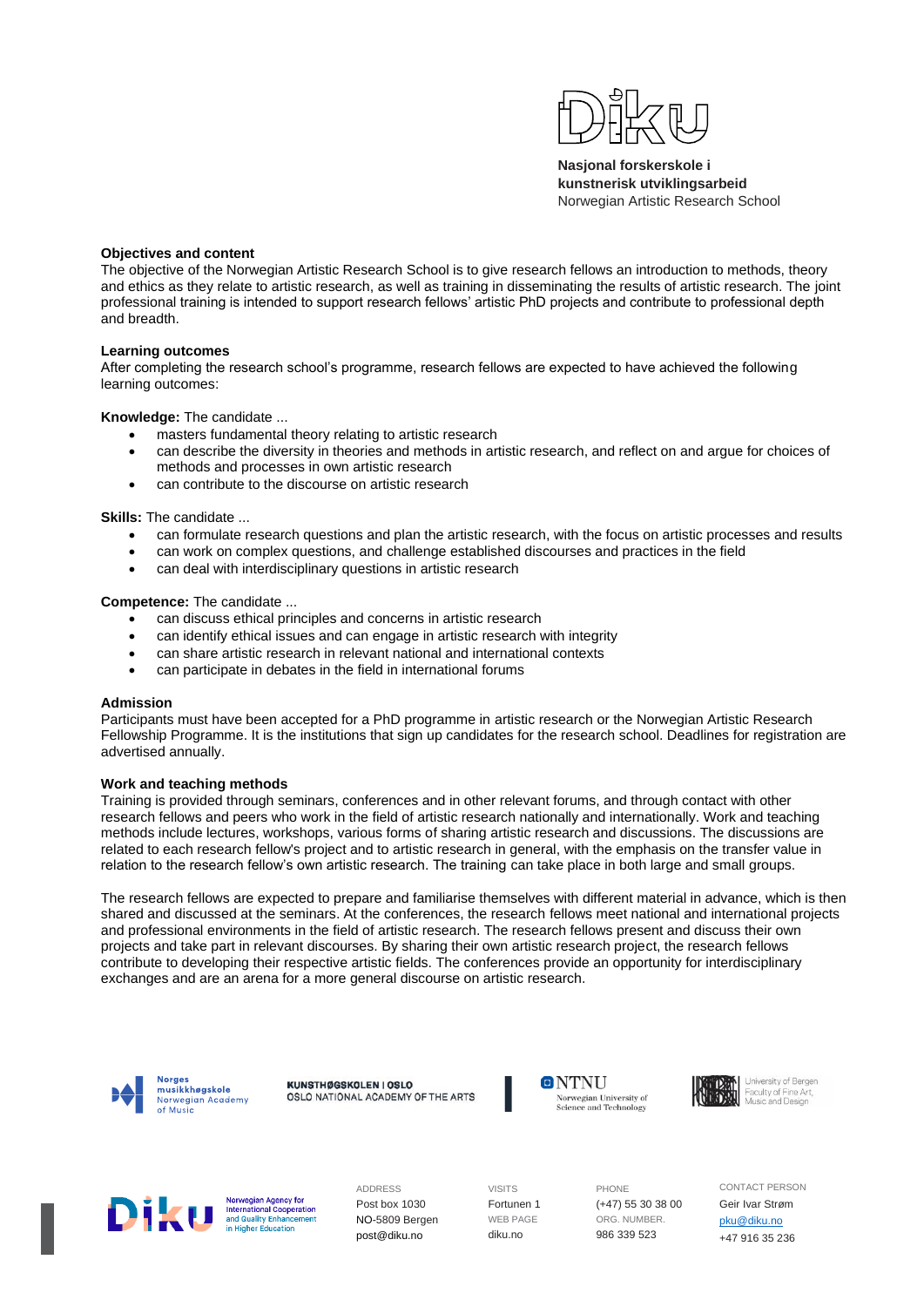Nasjonal forskerskole i kunstnerisk utviklingsarbeid
Norwegian Artistic Research School

**Objectives and content**

The objective of the Norwegian Artistic Research School is to give research fellows an introduction to methods, theory and ethics as they relate to artistic research, as well as training in disseminating the results of artistic research. The joint professional training is intended to support research fellows' artistic PhD projects and contribute to professional depth and breadth.

**Learning outcomes**

After completing the research school's programme, research fellows are expected to have achieved the following learning outcomes:

**Knowledge:** The candidate ...

- masters fundamental theory relating to artistic research
- can describe the diversity in theories and methods in artistic research, and reflect on and argue for choices of methods and processes in own artistic research
- can contribute to the discourse on artistic research

**Skills:** The candidate ...

- can formulate research questions and plan the artistic research, with the focus on artistic processes and results
- can work on complex questions, and challenge established discourses and practices in the field
- can deal with interdisciplinary questions in artistic research

**Competence:** The candidate ...

- can discuss ethical principles and concerns in artistic research
- can identify ethical issues and can engage in artistic research with integrity
- can share artistic research in relevant national and international contexts
- can participate in debates in the field in international forums

**Admission**

Participants must have been accepted for a PhD programme in artistic research or the Norwegian Artistic Research Fellowship Programme. It is the institutions that sign up candidates for the research school. Deadlines for registration are advertised annually.

**Work and teaching methods**

Training is provided through seminars, conferences and in other relevant forums, and through contact with other research fellows and peers who work in the field of artistic research nationally and internationally. Work and teaching methods include lectures, workshops, various forms of sharing artistic research and discussions. The discussions are related to each research fellow's project and to artistic research in general, with the emphasis on the transfer value in relation to the research fellow's own artistic research. The training can take place in both large and small groups.

The research fellows are expected to prepare and familiarise themselves with different material in advance, which is then shared and discussed at the seminars. At the conferences, the research fellows meet national and international projects and professional environments in the field of artistic research. The research fellows present and discuss their own projects and take part in relevant discourses. By sharing their own artistic research project, the research fellows contribute to developing their respective artistic fields. The conferences provide an opportunity for interdisciplinary exchanges and are an arena for a more general discourse on artistic research.

Norges musikkhøgskole Norwegian Academy of Music | KUNSTHØGSKOLEN I OSLO OSLO NATIONAL ACADEMY OF THE ARTS | NTNU Norwegian University of Science and Technology | University of Bergen Faculty of Fine Art, Music and Design

Diku Norwegian Agency for International Cooperation and Quality Enhancement in Higher Education

ADDRESS
Post box 1030
NO-5809 Bergen
post@diku.no

VISITS
Fortunen 1
WEB PAGE
diku.no

PHONE
(+47) 55 30 38 00
ORG. NUMBER.
986 339 523

CONTACT PERSON
Geir Ivar Strøm
pku@diku.no
+47 916 35 236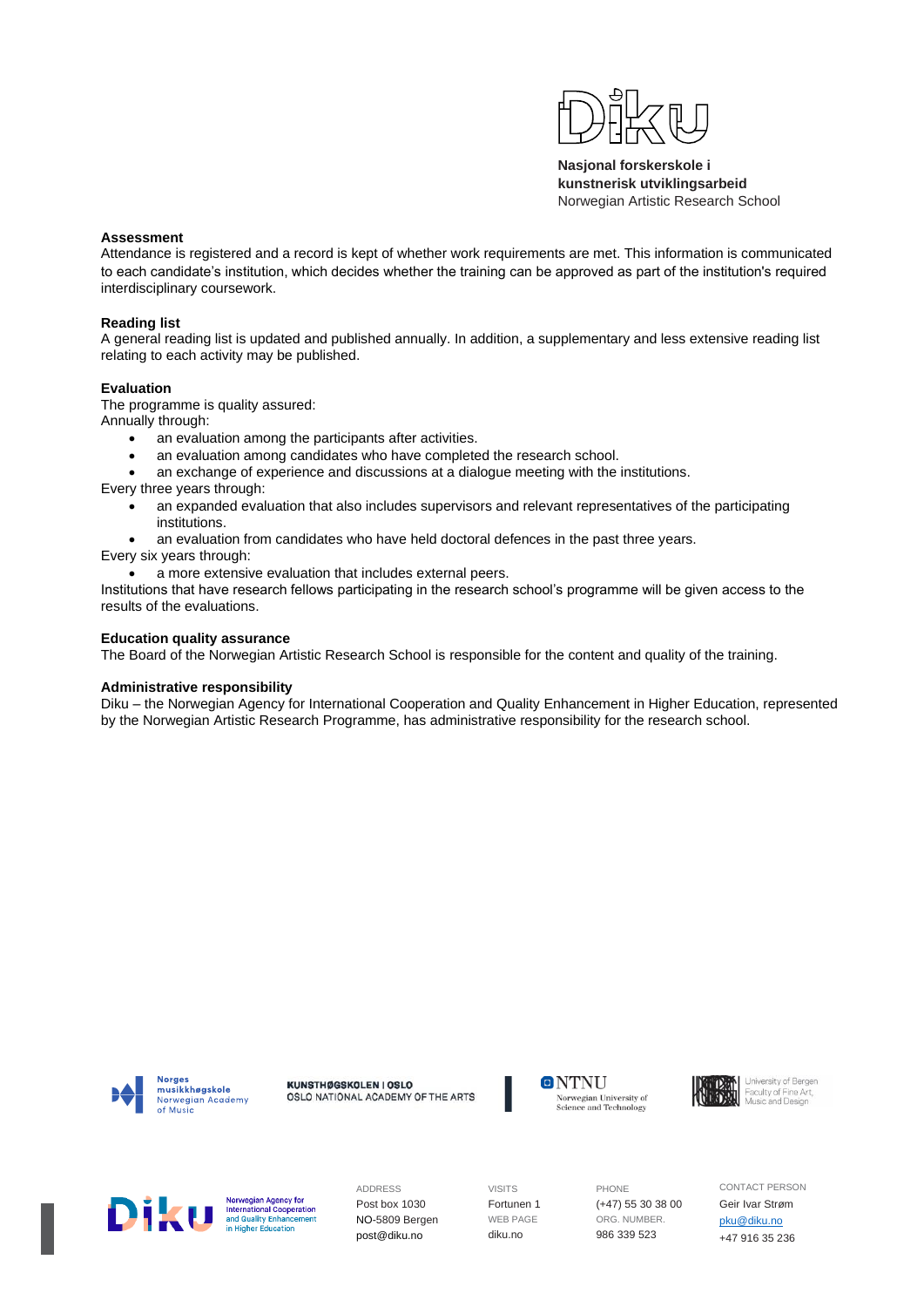## Assessment

Attendance is registered and a record is kept of whether work requirements are met. This information is communicated to each candidate's institution, which decides whether the training can be approved as part of the institution's required interdisciplinary coursework.

## Reading list

A general reading list is updated and published annually. In addition, a supplementary and less extensive reading list relating to each activity may be published.

## Evaluation

The programme is quality assured:
Annually through:

- an evaluation among the participants after activities.
- an evaluation among candidates who have completed the research school.
- an exchange of experience and discussions at a dialogue meeting with the institutions.

Every three years through:

- an expanded evaluation that also includes supervisors and relevant representatives of the participating institutions.
- an evaluation from candidates who have held doctoral defences in the past three years.

Every six years through:

- a more extensive evaluation that includes external peers.

Institutions that have research fellows participating in the research school's programme will be given access to the results of the evaluations.

## Education quality assurance

The Board of the Norwegian Artistic Research School is responsible for the content and quality of the training.

## Administrative responsibility

Diku – the Norwegian Agency for International Cooperation and Quality Enhancement in Higher Education, represented by the Norwegian Artistic Research Programme, has administrative responsibility for the research school.